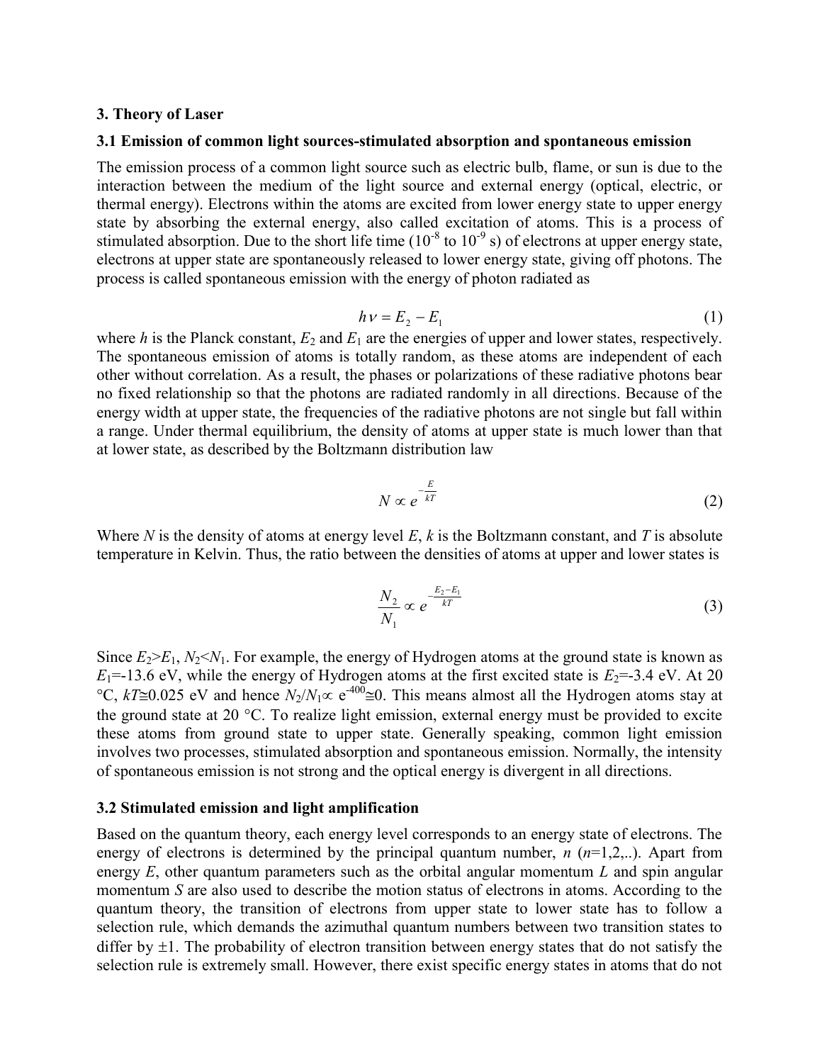## 3. Theory of Laser

### 3.1 Emission of common light sources-stimulated absorption and spontaneous emission

The emission process of a common light source such as electric bulb, flame, or sun is due to the interaction between the medium of the light source and external energy (optical, electric, or thermal energy). Electrons within the atoms are excited from lower energy state to upper energy state by absorbing the external energy, also called excitation of atoms. This is a process of stimulated absorption. Due to the short life time ($10^{-8}$ to $10^{-9}$ s) of electrons at upper energy state, electrons at upper state are spontaneously released to lower energy state, giving off photons. The process is called spontaneous emission with the energy of photon radiated as

$$h\nu = E_2 - E_1 \tag{1}$$

where $h$ is the Planck constant, $E_2$ and $E_1$ are the energies of upper and lower states, respectively. The spontaneous emission of atoms is totally random, as these atoms are independent of each other without correlation. As a result, the phases or polarizations of these radiative photons bear no fixed relationship so that the photons are radiated randomly in all directions. Because of the energy width at upper state, the frequencies of the radiative photons are not single but fall within a range. Under thermal equilibrium, the density of atoms at upper state is much lower than that at lower state, as described by the Boltzmann distribution law

$$N \propto e^{-\frac{E}{kT}} \tag{2}$$

Where $N$ is the density of atoms at energy level $E$, $k$ is the Boltzmann constant, and $T$ is absolute temperature in Kelvin. Thus, the ratio between the densities of atoms at upper and lower states is

$$\frac{N_2}{N_1} \propto e^{-\frac{E_2 - E_1}{kT}} \tag{3}$$

Since $E_2 > E_1$, $N_2 < N_1$. For example, the energy of Hydrogen atoms at the ground state is known as $E_1$=-13.6 eV, while the energy of Hydrogen atoms at the first excited state is $E_2$=-3.4 eV. At 20 °C, $kT \cong 0.025$ eV and hence $N_2/N_1 \propto e^{-400} \cong 0$. This means almost all the Hydrogen atoms stay at the ground state at 20 °C. To realize light emission, external energy must be provided to excite these atoms from ground state to upper state. Generally speaking, common light emission involves two processes, stimulated absorption and spontaneous emission. Normally, the intensity of spontaneous emission is not strong and the optical energy is divergent in all directions.

### 3.2 Stimulated emission and light amplification

Based on the quantum theory, each energy level corresponds to an energy state of electrons. The energy of electrons is determined by the principal quantum number, $n$ ($n$=1,2,..). Apart from energy $E$, other quantum parameters such as the orbital angular momentum $L$ and spin angular momentum $S$ are also used to describe the motion status of electrons in atoms. According to the quantum theory, the transition of electrons from upper state to lower state has to follow a selection rule, which demands the azimuthal quantum numbers between two transition states to differ by ±1. The probability of electron transition between energy states that do not satisfy the selection rule is extremely small. However, there exist specific energy states in atoms that do not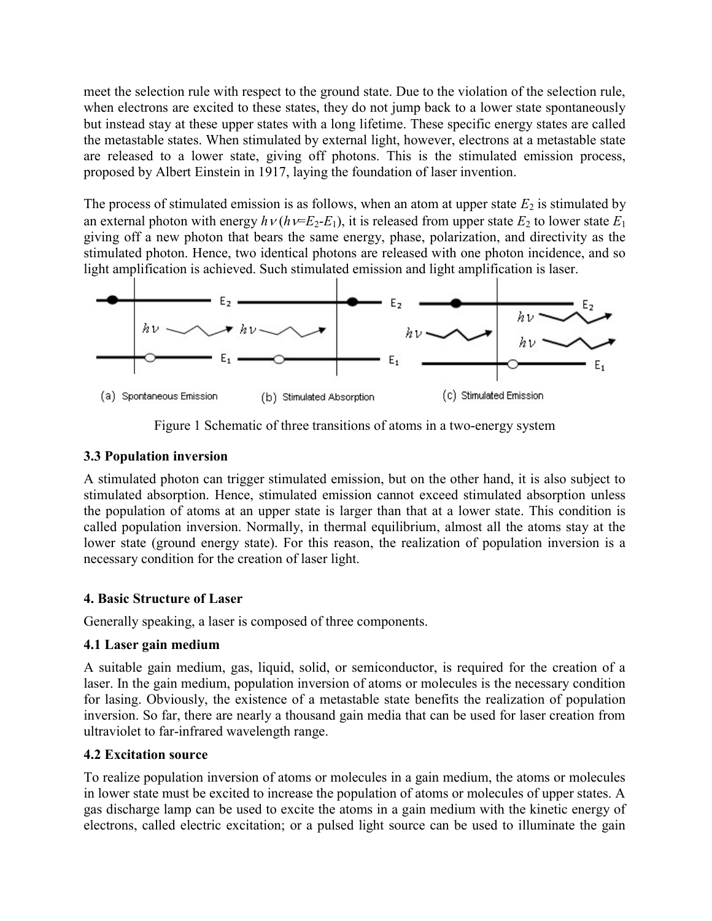meet the selection rule with respect to the ground state. Due to the violation of the selection rule, when electrons are excited to these states, they do not jump back to a lower state spontaneously but instead stay at these upper states with a long lifetime. These specific energy states are called the metastable states. When stimulated by external light, however, electrons at a metastable state are released to a lower state, giving off photons. This is the stimulated emission process, proposed by Albert Einstein in 1917, laying the foundation of laser invention.

The process of stimulated emission is as follows, when an atom at upper state $E_2$ is stimulated by an external photon with energy $h\nu$ ($h\nu = E_2 - E_1$), it is released from upper state $E_2$ to lower state $E_1$ giving off a new photon that bears the same energy, phase, polarization, and directivity as the stimulated photon. Hence, two identical photons are released with one photon incidence, and so light amplification is achieved. Such stimulated emission and light amplification is laser.

(a) Spontaneous Emission (b) Stimulated Absorption (c) Stimulated Emission

Figure 1 Schematic of three transitions of atoms in a two-energy system

### 3.3 Population inversion

A stimulated photon can trigger stimulated emission, but on the other hand, it is also subject to stimulated absorption. Hence, stimulated emission cannot exceed stimulated absorption unless the population of atoms at an upper state is larger than that at a lower state. This condition is called population inversion. Normally, in thermal equilibrium, almost all the atoms stay at the lower state (ground energy state). For this reason, the realization of population inversion is a necessary condition for the creation of laser light.

## 4. Basic Structure of Laser

Generally speaking, a laser is composed of three components.

### 4.1 Laser gain medium

A suitable gain medium, gas, liquid, solid, or semiconductor, is required for the creation of a laser. In the gain medium, population inversion of atoms or molecules is the necessary condition for lasing. Obviously, the existence of a metastable state benefits the realization of population inversion. So far, there are nearly a thousand gain media that can be used for laser creation from ultraviolet to far-infrared wavelength range.

### 4.2 Excitation source

To realize population inversion of atoms or molecules in a gain medium, the atoms or molecules in lower state must be excited to increase the population of atoms or molecules of upper states. A gas discharge lamp can be used to excite the atoms in a gain medium with the kinetic energy of electrons, called electric excitation; or a pulsed light source can be used to illuminate the gain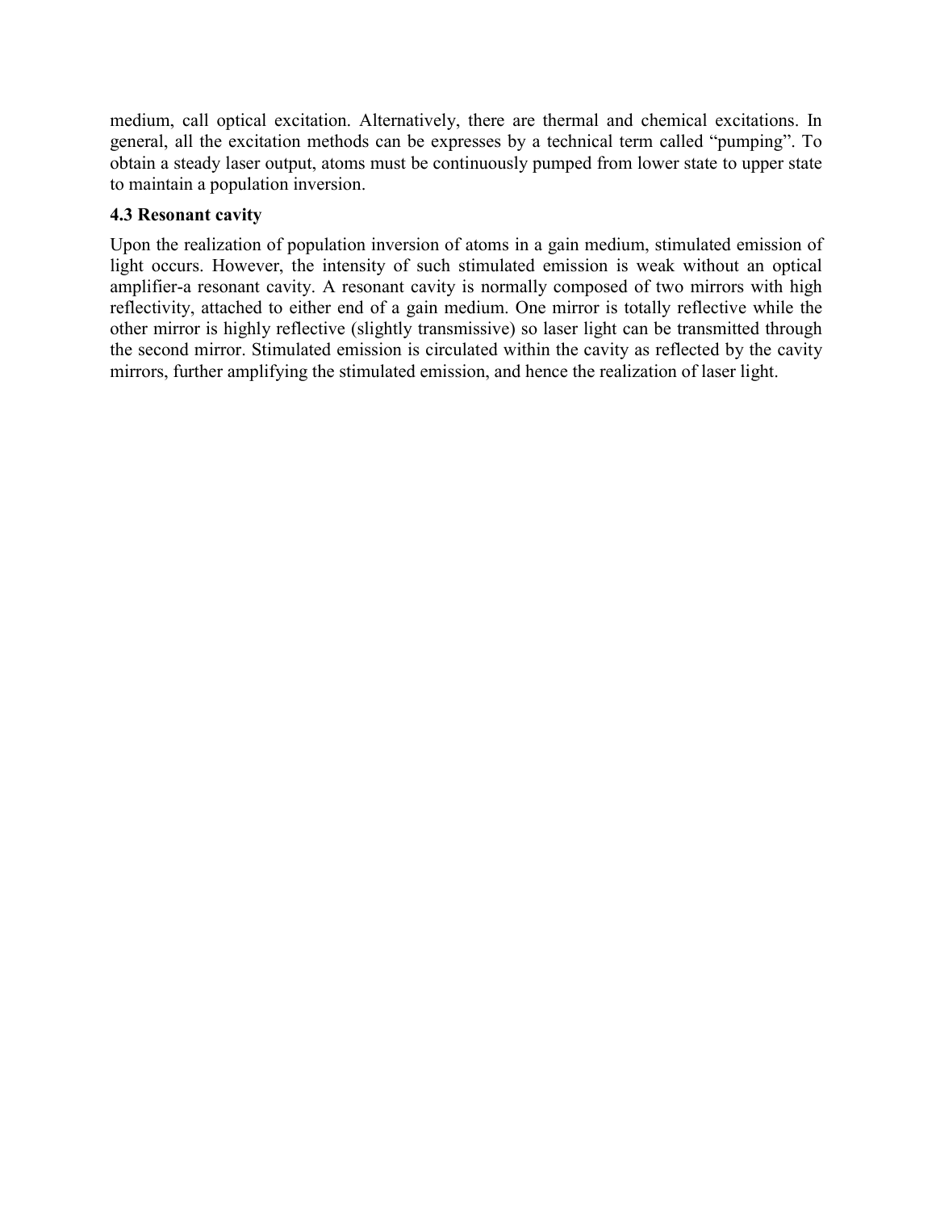medium, call optical excitation. Alternatively, there are thermal and chemical excitations. In general, all the excitation methods can be expresses by a technical term called “pumping”. To obtain a steady laser output, atoms must be continuously pumped from lower state to upper state to maintain a population inversion.

### 4.3 Resonant cavity

Upon the realization of population inversion of atoms in a gain medium, stimulated emission of light occurs. However, the intensity of such stimulated emission is weak without an optical amplifier-a resonant cavity. A resonant cavity is normally composed of two mirrors with high reflectivity, attached to either end of a gain medium. One mirror is totally reflective while the other mirror is highly reflective (slightly transmissive) so laser light can be transmitted through the second mirror. Stimulated emission is circulated within the cavity as reflected by the cavity mirrors, further amplifying the stimulated emission, and hence the realization of laser light.